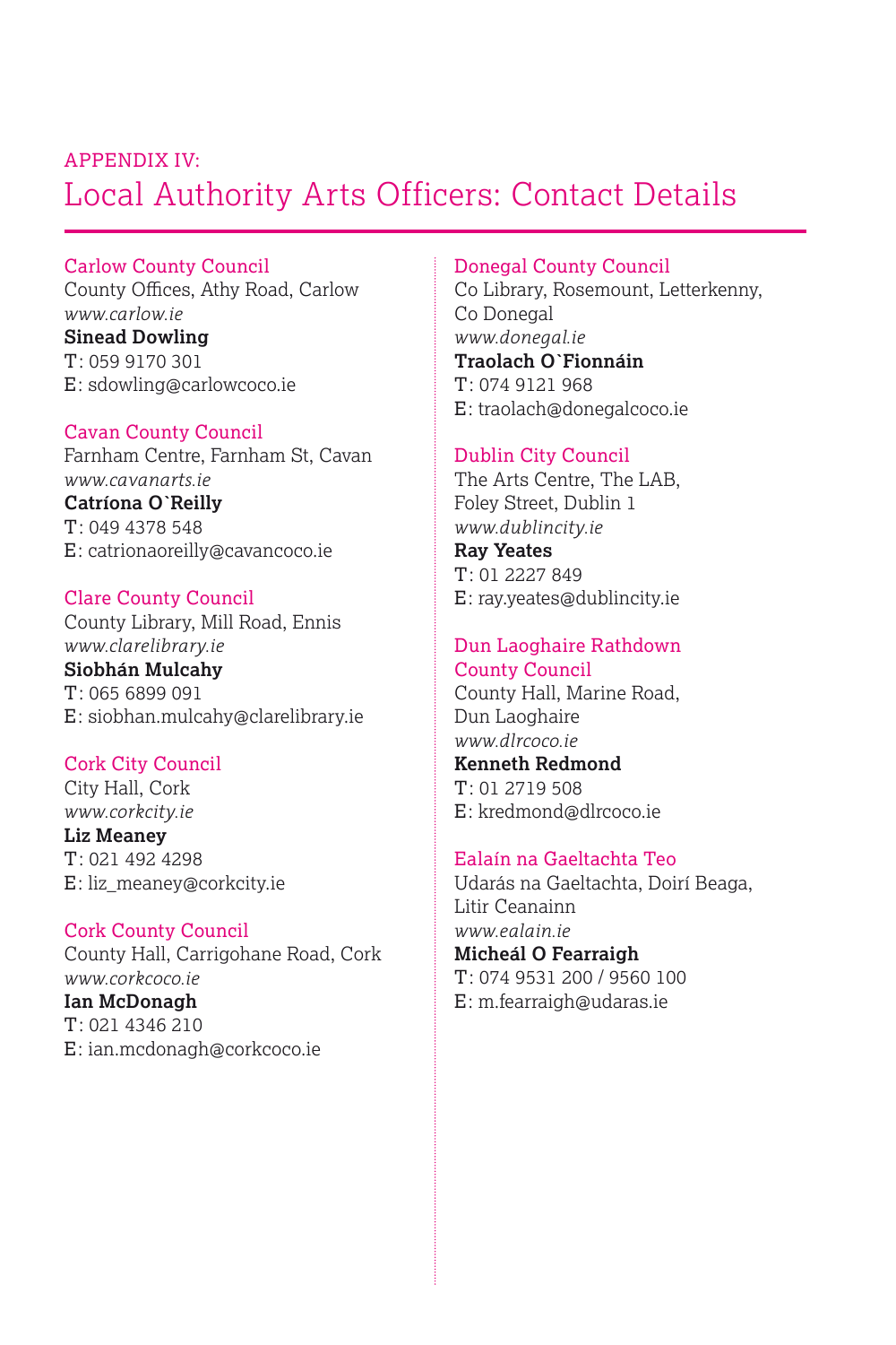APPENDIX IV:

# Local Authority Arts Officers: Contact Details

Carlow County Council
County Offices, Athy Road, Carlow
*www.carlow.ie*
**Sinead Dowling**
T: 059 9170 301
E: sdowling@carlowcoco.ie

Cavan County Council
Farnham Centre, Farnham St, Cavan
*www.cavanarts.ie*
**Catríona O`Reilly**
T: 049 4378 548
E: catrionaoreilly@cavancoco.ie

Clare County Council
County Library, Mill Road, Ennis
*www.clarelibrary.ie*
**Siobhán Mulcahy**
T: 065 6899 091
E: siobhan.mulcahy@clarelibrary.ie

Cork City Council
City Hall, Cork
*www.corkcity.ie*
**Liz Meaney**
T: 021 492 4298
E: liz_meaney@corkcity.ie

Cork County Council
County Hall, Carrigohane Road, Cork
*www.corkcoco.ie*
**Ian McDonagh**
T: 021 4346 210
E: ian.mcdonagh@corkcoco.ie

Donegal County Council
Co Library, Rosemount, Letterkenny, Co Donegal
*www.donegal.ie*
**Traolach O`Fionnáin**
T: 074 9121 968
E: traolach@donegalcoco.ie

Dublin City Council
The Arts Centre, The LAB, Foley Street, Dublin 1
*www.dublincity.ie*
**Ray Yeates**
T: 01 2227 849
E: ray.yeates@dublincity.ie

Dun Laoghaire Rathdown County Council
County Hall, Marine Road, Dun Laoghaire
*www.dlrcoco.ie*
**Kenneth Redmond**
T: 01 2719 508
E: kredmond@dlrcoco.ie

Ealaín na Gaeltachta Teo
Udarás na Gaeltachta, Doirí Beaga, Litir Ceanainn
*www.ealain.ie*
**Micheál O Fearraigh**
T: 074 9531 200 / 9560 100
E: m.fearraigh@udaras.ie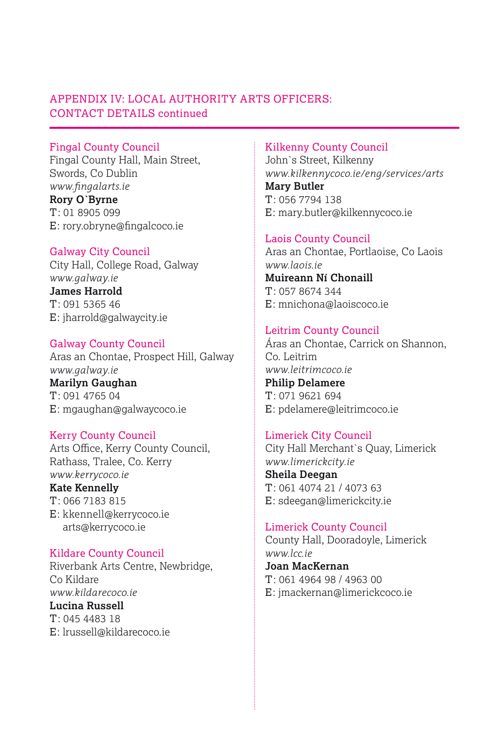## APPENDIX IV: LOCAL AUTHORITY ARTS OFFICERS: CONTACT DETAILS continued

### Fingal County Council
Fingal County Hall, Main Street,
Swords, Co Dublin
*www.fingalarts.ie*
**Rory O`Byrne**
T: 01 8905 099
E: rory.obryne@fingalcoco.ie

### Galway City Council
City Hall, College Road, Galway
*www.galway.ie*
**James Harrold**
T: 091 5365 46
E: jharrold@galwaycity.ie

### Galway County Council
Aras an Chontae, Prospect Hill, Galway
*www.galway.ie*
**Marilyn Gaughan**
T: 091 4765 04
E: mgaughan@galwaycoco.ie

### Kerry County Council
Arts Office, Kerry County Council,
Rathass, Tralee, Co. Kerry
*www.kerrycoco.ie*
**Kate Kennelly**
T: 066 7183 815
E: kkennell@kerrycoco.ie
arts@kerrycoco.ie

### Kildare County Council
Riverbank Arts Centre, Newbridge,
Co Kildare
*www.kildarecoco.ie*
**Lucina Russell**
T: 045 4483 18
E: lrussell@kildarecoco.ie

### Kilkenny County Council
John`s Street, Kilkenny
*www.kilkennycoco.ie/eng/services/arts*
**Mary Butler**
T: 056 7794 138
E: mary.butler@kilkennycoco.ie

### Laois County Council
Aras an Chontae, Portlaoise, Co Laois
*www.laois.ie*
**Muireann Ní Chonaill**
T: 057 8674 344
E: mnichona@laoiscoco.ie

### Leitrim County Council
Áras an Chontae, Carrick on Shannon,
Co. Leitrim
*www.leitrimcoco.ie*
**Philip Delamere**
T: 071 9621 694
E: pdelamere@leitrimcoco.ie

### Limerick City Council
City Hall Merchant`s Quay, Limerick
*www.limerickcity.ie*
**Sheila Deegan**
T: 061 4074 21 / 4073 63
E: sdeegan@limerickcity.ie

### Limerick County Council
County Hall, Dooradoyle, Limerick
*www.lcc.ie*
**Joan MacKernan**
T: 061 4964 98 / 4963 00
E: jmackernan@limerickcoco.ie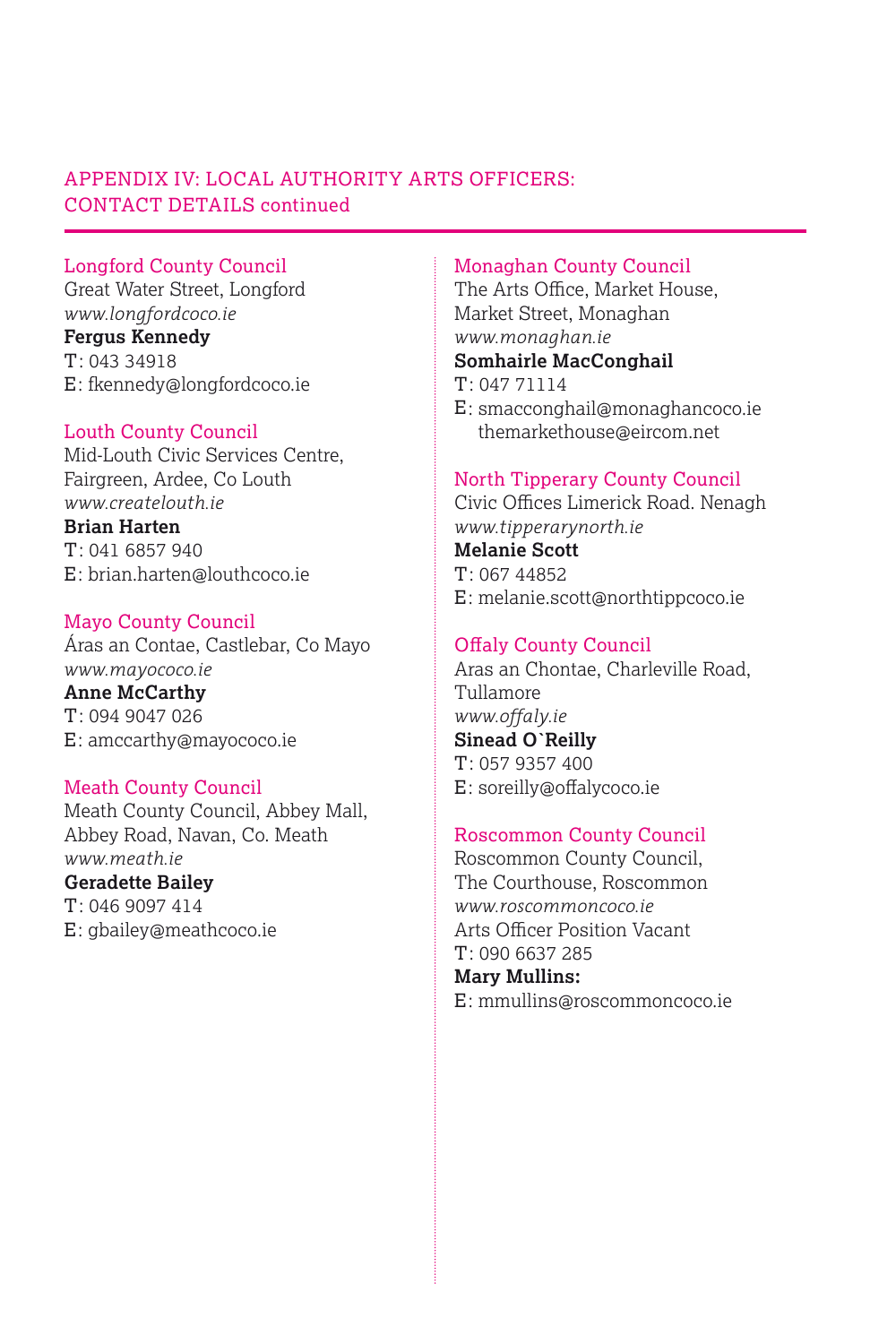## APPENDIX IV: LOCAL AUTHORITY ARTS OFFICERS: CONTACT DETAILS continued

### Longford County Council
Great Water Street, Longford
*www.longfordcoco.ie*
**Fergus Kennedy**
T: 043 34918
E: fkennedy@longfordcoco.ie

### Louth County Council
Mid-Louth Civic Services Centre,
Fairgreen, Ardee, Co Louth
*www.createlouth.ie*
**Brian Harten**
T: 041 6857 940
E: brian.harten@louthcoco.ie

### Mayo County Council
Áras an Contae, Castlebar, Co Mayo
*www.mayococo.ie*
**Anne McCarthy**
T: 094 9047 026
E: amccarthy@mayococo.ie

### Meath County Council
Meath County Council, Abbey Mall,
Abbey Road, Navan, Co. Meath
*www.meath.ie*
**Geradette Bailey**
T: 046 9097 414
E: gbailey@meathcoco.ie

### Monaghan County Council
The Arts Office, Market House,
Market Street, Monaghan
*www.monaghan.ie*
**Somhairle MacConghail**
T: 047 71114
E: smacconghail@monaghancoco.ie
themarkethouse@eircom.net

### North Tipperary County Council
Civic Offices Limerick Road. Nenagh
*www.tipperarynorth.ie*
**Melanie Scott**
T: 067 44852
E: melanie.scott@northtippcoco.ie

### Offaly County Council
Aras an Chontae, Charleville Road,
Tullamore
*www.offaly.ie*
**Sinead O`Reilly**
T: 057 9357 400
E: soreilly@offalycoco.ie

### Roscommon County Council
Roscommon County Council,
The Courthouse, Roscommon
*www.roscommoncoco.ie*
Arts Officer Position Vacant
T: 090 6637 285
**Mary Mullins:**
E: mmullins@roscommoncoco.ie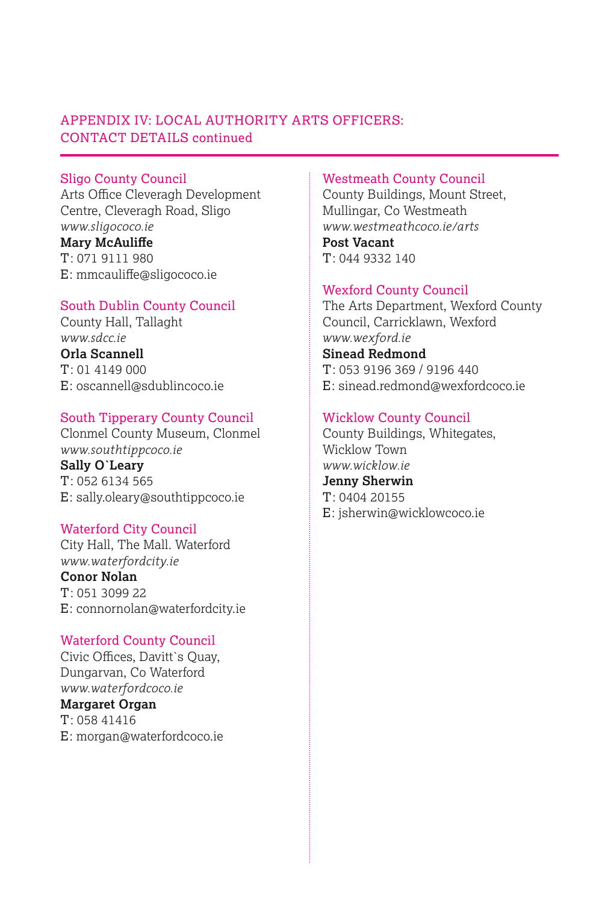## APPENDIX IV: LOCAL AUTHORITY ARTS OFFICERS: CONTACT DETAILS continued

### Sligo County Council
Arts Office Cleveragh Development Centre, Cleveragh Road, Sligo
*www.sligococo.ie*
**Mary McAuliffe**
T: 071 9111 980
E: mmcauliffe@sligococo.ie

### South Dublin County Council
County Hall, Tallaght
*www.sdcc.ie*
**Orla Scannell**
T: 01 4149 000
E: oscannell@sdublincoco.ie

### South Tipperary County Council
Clonmel County Museum, Clonmel
*www.southtippcoco.ie*
**Sally O`Leary**
T: 052 6134 565
E: sally.oleary@southtippcoco.ie

### Waterford City Council
City Hall, The Mall. Waterford
*www.waterfordcity.ie*
**Conor Nolan**
T: 051 3099 22
E: connornolan@waterfordcity.ie

### Waterford County Council
Civic Offices, Davitt`s Quay, Dungarvan, Co Waterford
*www.waterfordcoco.ie*
**Margaret Organ**
T: 058 41416
E: morgan@waterfordcoco.ie

### Westmeath County Council
County Buildings, Mount Street, Mullingar, Co Westmeath
*www.westmeathcoco.ie/arts*
**Post Vacant**
T: 044 9332 140

### Wexford County Council
The Arts Department, Wexford County Council, Carricklawn, Wexford
*www.wexford.ie*
**Sinead Redmond**
T: 053 9196 369 / 9196 440
E: sinead.redmond@wexfordcoco.ie

### Wicklow County Council
County Buildings, Whitegates, Wicklow Town
*www.wicklow.ie*
**Jenny Sherwin**
T: 0404 20155
E: jsherwin@wicklowcoco.ie